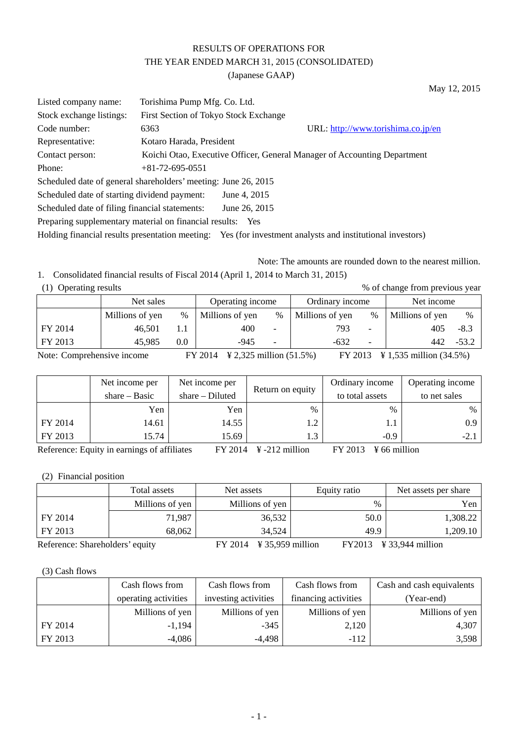# RESULTS OF OPERATIONS FOR THE YEAR ENDED MARCH 31, 2015 (CONSOLIDATED)

(Japanese GAAP)

May 12, 2015

| | |
|---|---|
| Listed company name: | Torishima Pump Mfg. Co. Ltd. |
| Stock exchange listings: | First Section of Tokyo Stock Exchange |
| Code number: | 6363 URL: http://www.torishima.co.jp/en |
| Representative: | Kotaro Harada, President |
| Contact person: | Koichi Otao, Executive Officer, General Manager of Accounting Department |
| Phone: | +81-72-695-0551 |

Scheduled date of general shareholders' meeting: June 26, 2015

Scheduled date of starting dividend payment: June 4, 2015

Scheduled date of filing financial statements: June 26, 2015

Preparing supplementary material on financial results: Yes

Holding financial results presentation meeting: Yes (for investment analysts and institutional investors)

Note: The amounts are rounded down to the nearest million.

1. Consolidated financial results of Fiscal 2014 (April 1, 2014 to March 31, 2015)

(1) Operating results

% of change from previous year

| | Net sales | | Operating income | | Ordinary income | | Net income | |
|---|---|---|---|---|---|---|---|---|
| | Millions of yen | % | Millions of yen | % | Millions of yen | % | Millions of yen | % |
| FY 2014 | 46,501 | 1.1 | 400 | - | 793 | - | 405 | -8.3 |
| FY 2013 | 45,985 | 0.0 | -945 | - | -632 | - | 442 | -53.2 |

Note: Comprehensive income FY 2014 ¥ 2,325 million (51.5%) FY 2013 ¥ 1,535 million (34.5%)

| | Net income per share – Basic | Net income per share – Diluted | Return on equity | Ordinary income to total assets | Operating income to net sales |
|---|---|---|---|---|---|
| | Yen | Yen | % | % | % |
| FY 2014 | 14.61 | 14.55 | 1.2 | 1.1 | 0.9 |
| FY 2013 | 15.74 | 15.69 | 1.3 | -0.9 | -2.1 |

Reference: Equity in earnings of affiliates FY 2014 ¥ -212 million FY 2013 ¥ 66 million

(2) Financial position

| | Total assets | Net assets | Equity ratio | Net assets per share |
|---|---|---|---|---|
| | Millions of yen | Millions of yen | % | Yen |
| FY 2014 | 71,987 | 36,532 | 50.0 | 1,308.22 |
| FY 2013 | 68,062 | 34,524 | 49.9 | 1,209.10 |

Reference: Shareholders' equity FY 2014 ¥ 35,959 million FY2013 ¥ 33,944 million

(3) Cash flows

| | Cash flows from operating activities | Cash flows from investing activities | Cash flows from financing activities | Cash and cash equivalents (Year-end) |
|---|---|---|---|---|
| | Millions of yen | Millions of yen | Millions of yen | Millions of yen |
| FY 2014 | -1,194 | -345 | 2,120 | 4,307 |
| FY 2013 | -4,086 | -4,498 | -112 | 3,598 |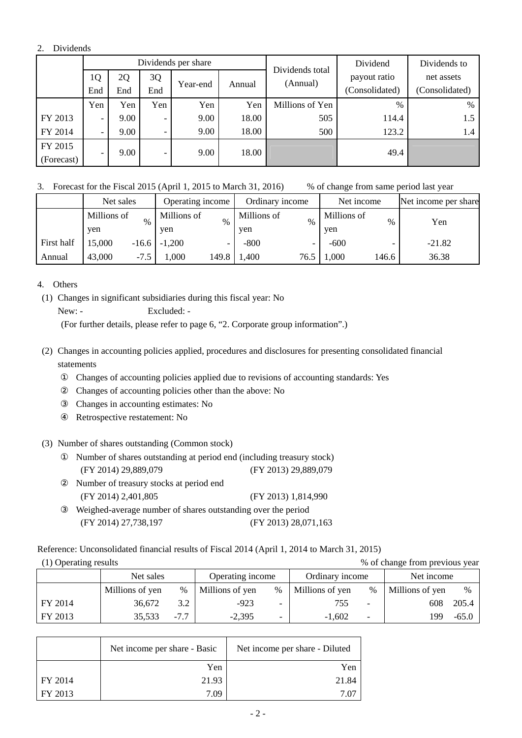## 2. Dividends

| | Dividends per share | | | | | Dividends total (Annual) | Dividend payout ratio (Consolidated) | Dividends to net assets (Consolidated) |
|---|---|---|---|---|---|---|---|---|
| | 1Q End | 2Q End | 3Q End | Year-end | Annual | | | |
| | Yen | Yen | Yen | Yen | Yen | Millions of Yen | % | % |
| FY 2013 | - | 9.00 | - | 9.00 | 18.00 | 505 | 114.4 | 1.5 |
| FY 2014 | - | 9.00 | - | 9.00 | 18.00 | 500 | 123.2 | 1.4 |
| FY 2015 (Forecast) | - | 9.00 | - | 9.00 | 18.00 | | 49.4 | |

## 3. Forecast for the Fiscal 2015 (April 1, 2015 to March 31, 2016)

% of change from same period last year

| | Net sales | | Operating income | | Ordinary income | | Net income | | Net income per share |
|---|---|---|---|---|---|---|---|---|---|
| | Millions of yen | % | Millions of yen | % | Millions of yen | % | Millions of yen | % | Yen |
| First half | 15,000 | -16.6 | -1,200 | - | -800 | - | -600 | - | -21.82 |
| Annual | 43,000 | -7.5 | 1,000 | 149.8 | 1,400 | 76.5 | 1,000 | 146.6 | 36.38 |

## 4. Others

(1) Changes in significant subsidiaries during this fiscal year: No

New: - Excluded: -

(For further details, please refer to page 6, "2. Corporate group information".)

(2) Changes in accounting policies applied, procedures and disclosures for presenting consolidated financial statements

① Changes of accounting policies applied due to revisions of accounting standards: Yes

② Changes of accounting policies other than the above: No

③ Changes in accounting estimates: No

④ Retrospective restatement: No

(3) Number of shares outstanding (Common stock)

① Number of shares outstanding at period end (including treasury stock)
(FY 2014) 29,889,079 (FY 2013) 29,889,079

② Number of treasury stocks at period end
(FY 2014) 2,401,805 (FY 2013) 1,814,990

③ Weighed-average number of shares outstanding over the period
(FY 2014) 27,738,197 (FY 2013) 28,071,163

Reference: Unconsolidated financial results of Fiscal 2014 (April 1, 2014 to March 31, 2015)

(1) Operating results

% of change from previous year

| | Net sales | | Operating income | | Ordinary income | | Net income | |
|---|---|---|---|---|---|---|---|---|
| | Millions of yen | % | Millions of yen | % | Millions of yen | % | Millions of yen | % |
| FY 2014 | 36,672 | 3.2 | -923 | - | 755 | - | 608 | 205.4 |
| FY 2013 | 35,533 | -7.7 | -2,395 | - | -1,602 | - | 199 | -65.0 |

| | Net income per share - Basic | Net income per share - Diluted |
|---|---|---|
| | Yen | Yen |
| FY 2014 | 21.93 | 21.84 |
| FY 2013 | 7.09 | 7.07 |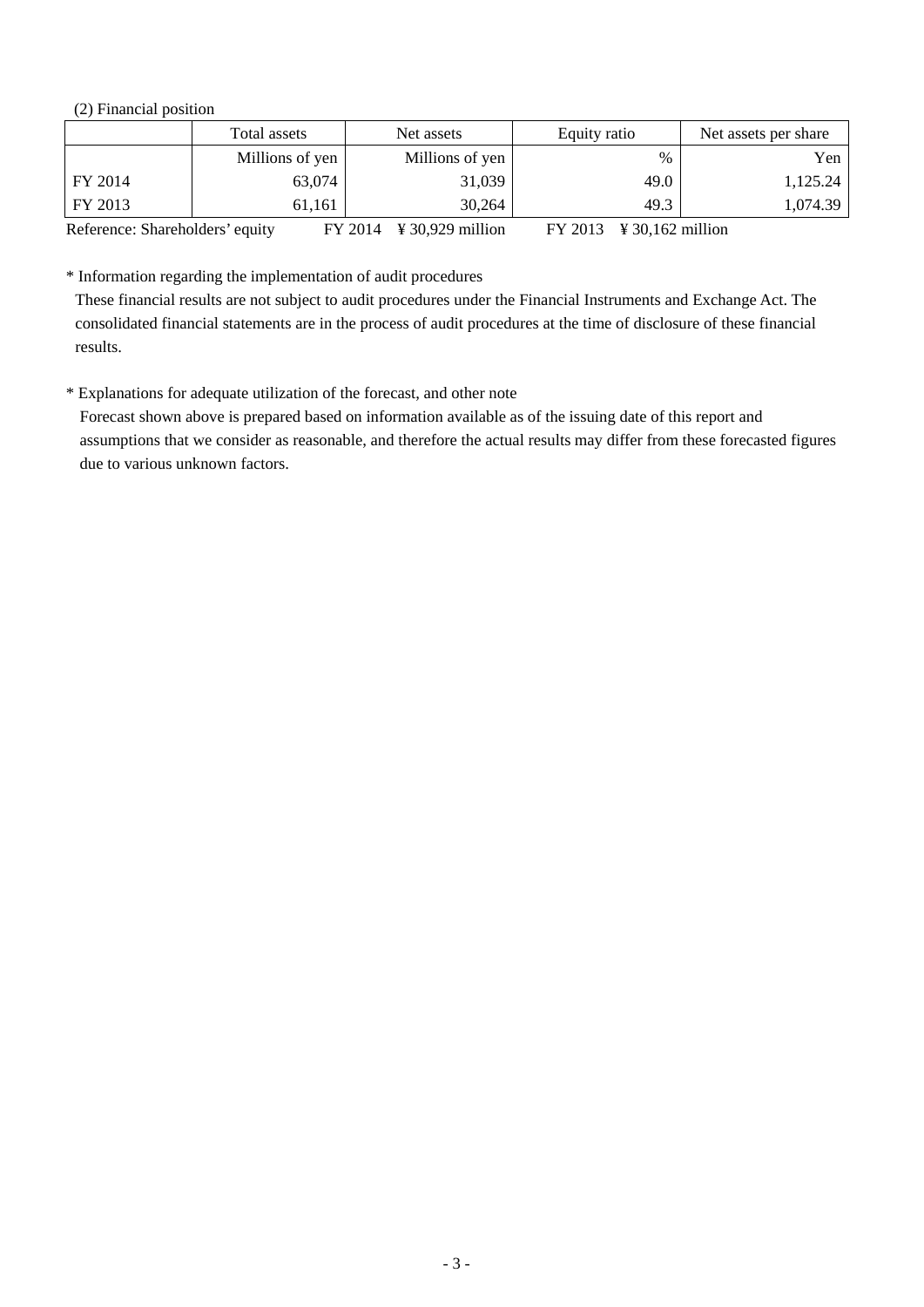(2) Financial position

| | Total assets | Net assets | Equity ratio | Net assets per share |
|---|---|---|---|---|
| | Millions of yen | Millions of yen | % | Yen |
| FY 2014 | 63,074 | 31,039 | 49.0 | 1,125.24 |
| FY 2013 | 61,161 | 30,264 | 49.3 | 1,074.39 |

Reference: Shareholders' equity FY 2014 ¥ 30,929 million FY 2013 ¥ 30,162 million

\* Information regarding the implementation of audit procedures

These financial results are not subject to audit procedures under the Financial Instruments and Exchange Act. The consolidated financial statements are in the process of audit procedures at the time of disclosure of these financial results.

\* Explanations for adequate utilization of the forecast, and other note

Forecast shown above is prepared based on information available as of the issuing date of this report and assumptions that we consider as reasonable, and therefore the actual results may differ from these forecasted figures due to various unknown factors.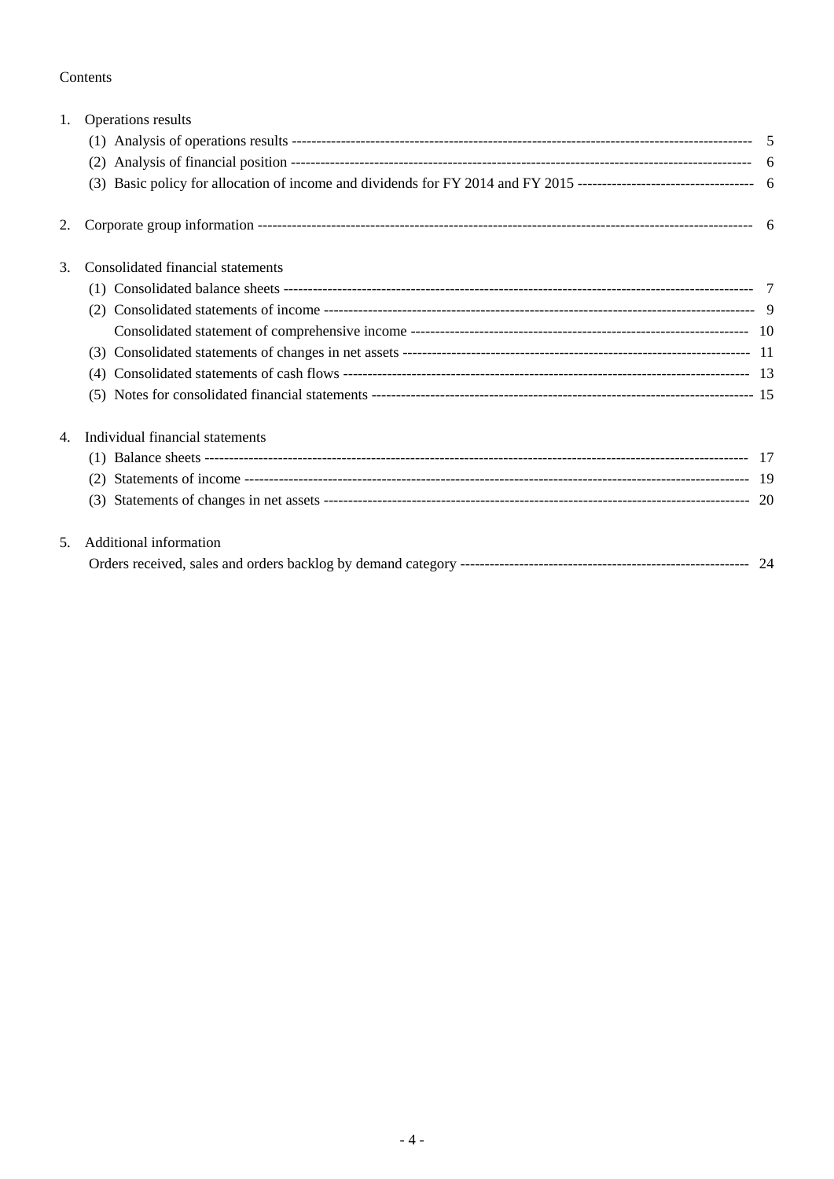Contents

1. Operations results
   - (1) Analysis of operations results ---------------------------------------------------------------------------------------------- 5
   - (2) Analysis of financial position ---------------------------------------------------------------------------------------------- 6
   - (3) Basic policy for allocation of income and dividends for FY 2014 and FY 2015 ------------------------------------ 6

2. Corporate group information ---------------------------------------------------------------------------------------------------- 6

3. Consolidated financial statements
   - (1) Consolidated balance sheets ------------------------------------------------------------------------------------------------ 7
   - (2) Consolidated statements of income --------------------------------------------------------------------------------------- 9
   - Consolidated statement of comprehensive income -------------------------------------------------------------------- 10
   - (3) Consolidated statements of changes in net assets --------------------------------------------------------------------- 11
   - (4) Consolidated statements of cash flows ---------------------------------------------------------------------------------- 13
   - (5) Notes for consolidated financial statements ----------------------------------------------------------------------------- 15

4. Individual financial statements
   - (1) Balance sheets ---------------------------------------------------------------------------------------------------------------- 17
   - (2) Statements of income ------------------------------------------------------------------------------------------------------- 19
   - (3) Statements of changes in net assets -------------------------------------------------------------------------------------- 20

5. Additional information
   - Orders received, sales and orders backlog by demand category ---------------------------------------------------------- 24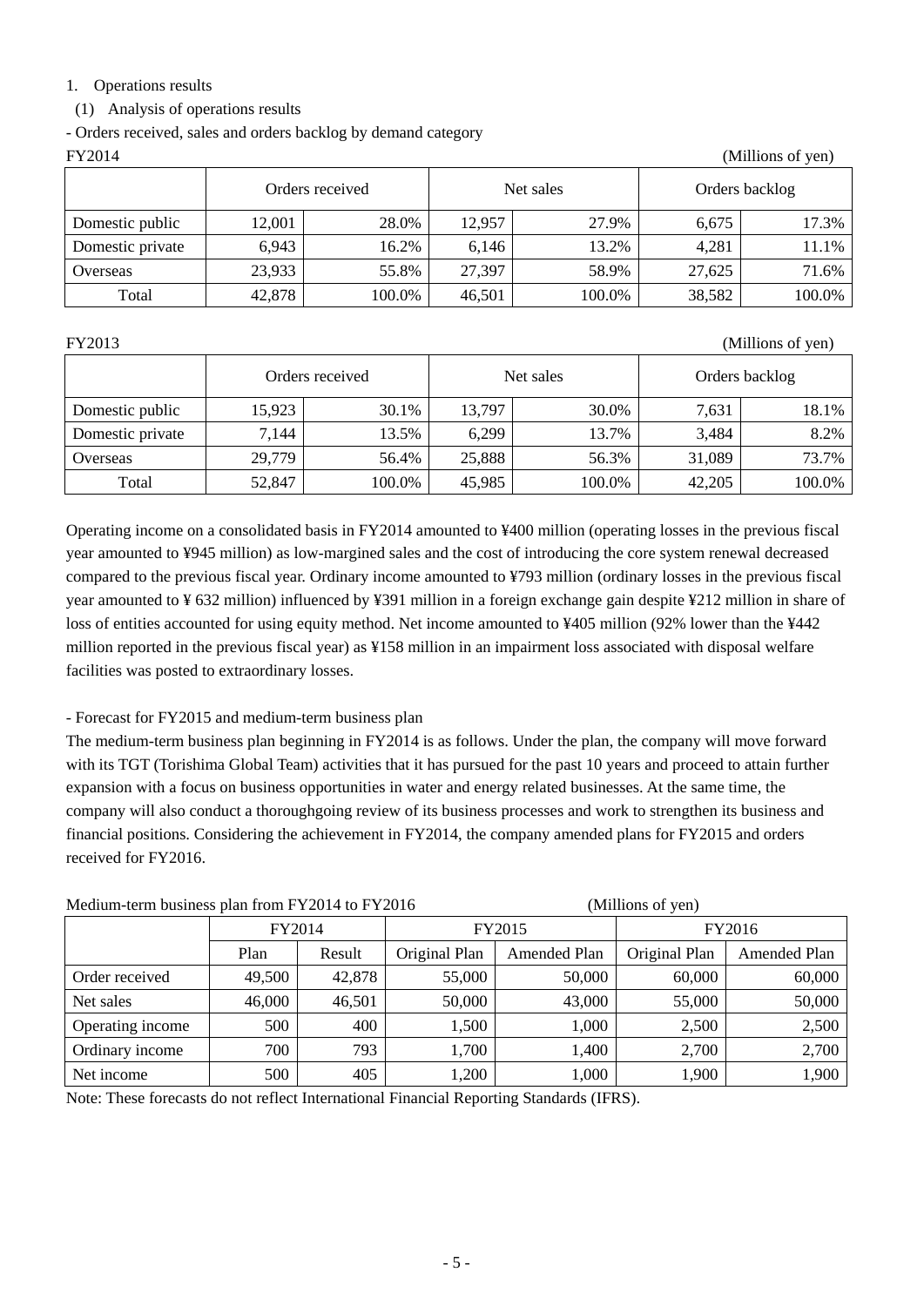1. Operations results

(1) Analysis of operations results

- Orders received, sales and orders backlog by demand category

FY2014 (Millions of yen)

| | Orders received | | Net sales | | Orders backlog | |
|---|---|---|---|---|---|---|
| Domestic public | 12,001 | 28.0% | 12,957 | 27.9% | 6,675 | 17.3% |
| Domestic private | 6,943 | 16.2% | 6,146 | 13.2% | 4,281 | 11.1% |
| Overseas | 23,933 | 55.8% | 27,397 | 58.9% | 27,625 | 71.6% |
| Total | 42,878 | 100.0% | 46,501 | 100.0% | 38,582 | 100.0% |

FY2013 (Millions of yen)

| | Orders received | | Net sales | | Orders backlog | |
|---|---|---|---|---|---|---|
| Domestic public | 15,923 | 30.1% | 13,797 | 30.0% | 7,631 | 18.1% |
| Domestic private | 7,144 | 13.5% | 6,299 | 13.7% | 3,484 | 8.2% |
| Overseas | 29,779 | 56.4% | 25,888 | 56.3% | 31,089 | 73.7% |
| Total | 52,847 | 100.0% | 45,985 | 100.0% | 42,205 | 100.0% |

Operating income on a consolidated basis in FY2014 amounted to ¥400 million (operating losses in the previous fiscal year amounted to ¥945 million) as low-margined sales and the cost of introducing the core system renewal decreased compared to the previous fiscal year. Ordinary income amounted to ¥793 million (ordinary losses in the previous fiscal year amounted to ¥ 632 million) influenced by ¥391 million in a foreign exchange gain despite ¥212 million in share of loss of entities accounted for using equity method. Net income amounted to ¥405 million (92% lower than the ¥442 million reported in the previous fiscal year) as ¥158 million in an impairment loss associated with disposal welfare facilities was posted to extraordinary losses.

- Forecast for FY2015 and medium-term business plan

The medium-term business plan beginning in FY2014 is as follows. Under the plan, the company will move forward with its TGT (Torishima Global Team) activities that it has pursued for the past 10 years and proceed to attain further expansion with a focus on business opportunities in water and energy related businesses. At the same time, the company will also conduct a thoroughgoing review of its business processes and work to strengthen its business and financial positions. Considering the achievement in FY2014, the company amended plans for FY2015 and orders received for FY2016.

Medium-term business plan from FY2014 to FY2016 (Millions of yen)

| | FY2014 | | FY2015 | | FY2016 | |
|---|---|---|---|---|---|---|
| | Plan | Result | Original Plan | Amended Plan | Original Plan | Amended Plan |
| Order received | 49,500 | 42,878 | 55,000 | 50,000 | 60,000 | 60,000 |
| Net sales | 46,000 | 46,501 | 50,000 | 43,000 | 55,000 | 50,000 |
| Operating income | 500 | 400 | 1,500 | 1,000 | 2,500 | 2,500 |
| Ordinary income | 700 | 793 | 1,700 | 1,400 | 2,700 | 2,700 |
| Net income | 500 | 405 | 1,200 | 1,000 | 1,900 | 1,900 |

Note: These forecasts do not reflect International Financial Reporting Standards (IFRS).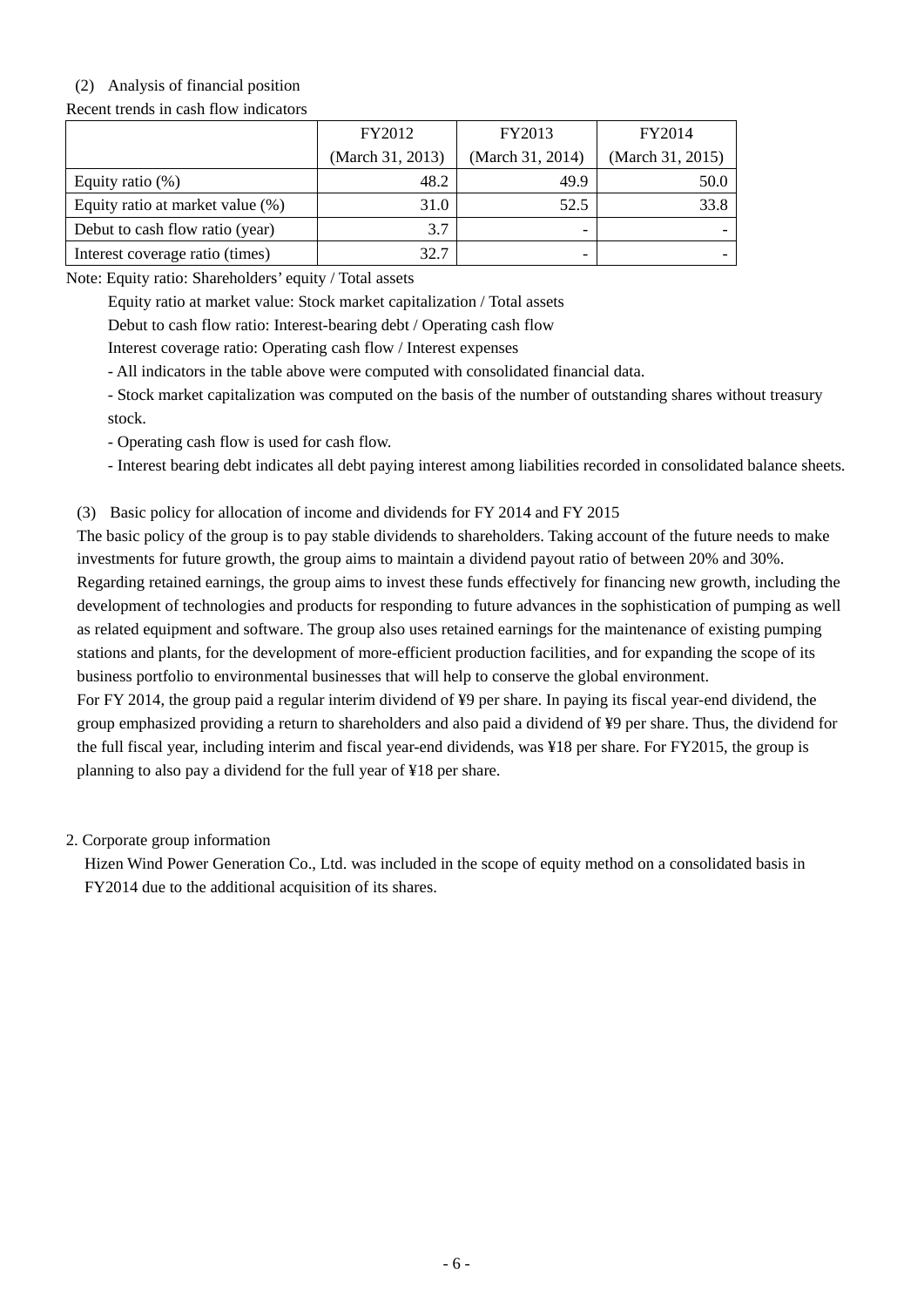(2) Analysis of financial position

Recent trends in cash flow indicators

| | FY2012 (March 31, 2013) | FY2013 (March 31, 2014) | FY2014 (March 31, 2015) |
|---|---|---|---|
| Equity ratio (%) | 48.2 | 49.9 | 50.0 |
| Equity ratio at market value (%) | 31.0 | 52.5 | 33.8 |
| Debut to cash flow ratio (year) | 3.7 | - | - |
| Interest coverage ratio (times) | 32.7 | - | - |

Note: Equity ratio: Shareholders' equity / Total assets

Equity ratio at market value: Stock market capitalization / Total assets

Debut to cash flow ratio: Interest-bearing debt / Operating cash flow

Interest coverage ratio: Operating cash flow / Interest expenses

- All indicators in the table above were computed with consolidated financial data.
- Stock market capitalization was computed on the basis of the number of outstanding shares without treasury stock.
- Operating cash flow is used for cash flow.
- Interest bearing debt indicates all debt paying interest among liabilities recorded in consolidated balance sheets.

(3) Basic policy for allocation of income and dividends for FY 2014 and FY 2015

The basic policy of the group is to pay stable dividends to shareholders. Taking account of the future needs to make investments for future growth, the group aims to maintain a dividend payout ratio of between 20% and 30%. Regarding retained earnings, the group aims to invest these funds effectively for financing new growth, including the development of technologies and products for responding to future advances in the sophistication of pumping as well as related equipment and software. The group also uses retained earnings for the maintenance of existing pumping stations and plants, for the development of more-efficient production facilities, and for expanding the scope of its business portfolio to environmental businesses that will help to conserve the global environment.

For FY 2014, the group paid a regular interim dividend of ¥9 per share. In paying its fiscal year-end dividend, the group emphasized providing a return to shareholders and also paid a dividend of ¥9 per share. Thus, the dividend for the full fiscal year, including interim and fiscal year-end dividends, was ¥18 per share. For FY2015, the group is planning to also pay a dividend for the full year of ¥18 per share.

2. Corporate group information

Hizen Wind Power Generation Co., Ltd. was included in the scope of equity method on a consolidated basis in FY2014 due to the additional acquisition of its shares.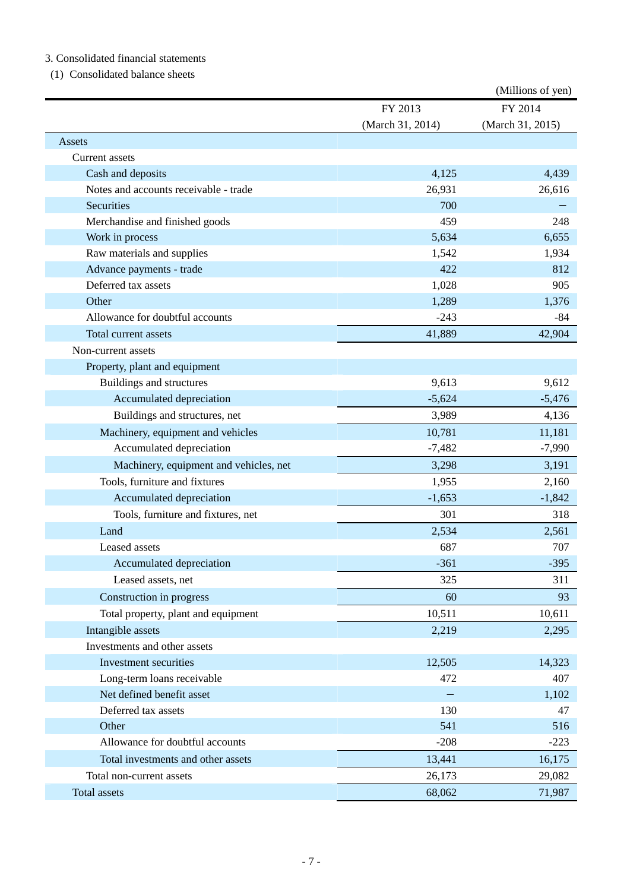3. Consolidated financial statements

(1) Consolidated balance sheets

(Millions of yen)

| | FY 2013 (March 31, 2014) | FY 2014 (March 31, 2015) |
|---|---|---|
| Assets | | |
| Current assets | | |
| Cash and deposits | 4,125 | 4,439 |
| Notes and accounts receivable - trade | 26,931 | 26,616 |
| Securities | 700 | − |
| Merchandise and finished goods | 459 | 248 |
| Work in process | 5,634 | 6,655 |
| Raw materials and supplies | 1,542 | 1,934 |
| Advance payments - trade | 422 | 812 |
| Deferred tax assets | 1,028 | 905 |
| Other | 1,289 | 1,376 |
| Allowance for doubtful accounts | -243 | -84 |
| Total current assets | 41,889 | 42,904 |
| Non-current assets | | |
| Property, plant and equipment | | |
| Buildings and structures | 9,613 | 9,612 |
| Accumulated depreciation | -5,624 | -5,476 |
| Buildings and structures, net | 3,989 | 4,136 |
| Machinery, equipment and vehicles | 10,781 | 11,181 |
| Accumulated depreciation | -7,482 | -7,990 |
| Machinery, equipment and vehicles, net | 3,298 | 3,191 |
| Tools, furniture and fixtures | 1,955 | 2,160 |
| Accumulated depreciation | -1,653 | -1,842 |
| Tools, furniture and fixtures, net | 301 | 318 |
| Land | 2,534 | 2,561 |
| Leased assets | 687 | 707 |
| Accumulated depreciation | -361 | -395 |
| Leased assets, net | 325 | 311 |
| Construction in progress | 60 | 93 |
| Total property, plant and equipment | 10,511 | 10,611 |
| Intangible assets | 2,219 | 2,295 |
| Investments and other assets | | |
| Investment securities | 12,505 | 14,323 |
| Long-term loans receivable | 472 | 407 |
| Net defined benefit asset | − | 1,102 |
| Deferred tax assets | 130 | 47 |
| Other | 541 | 516 |
| Allowance for doubtful accounts | -208 | -223 |
| Total investments and other assets | 13,441 | 16,175 |
| Total non-current assets | 26,173 | 29,082 |
| Total assets | 68,062 | 71,987 |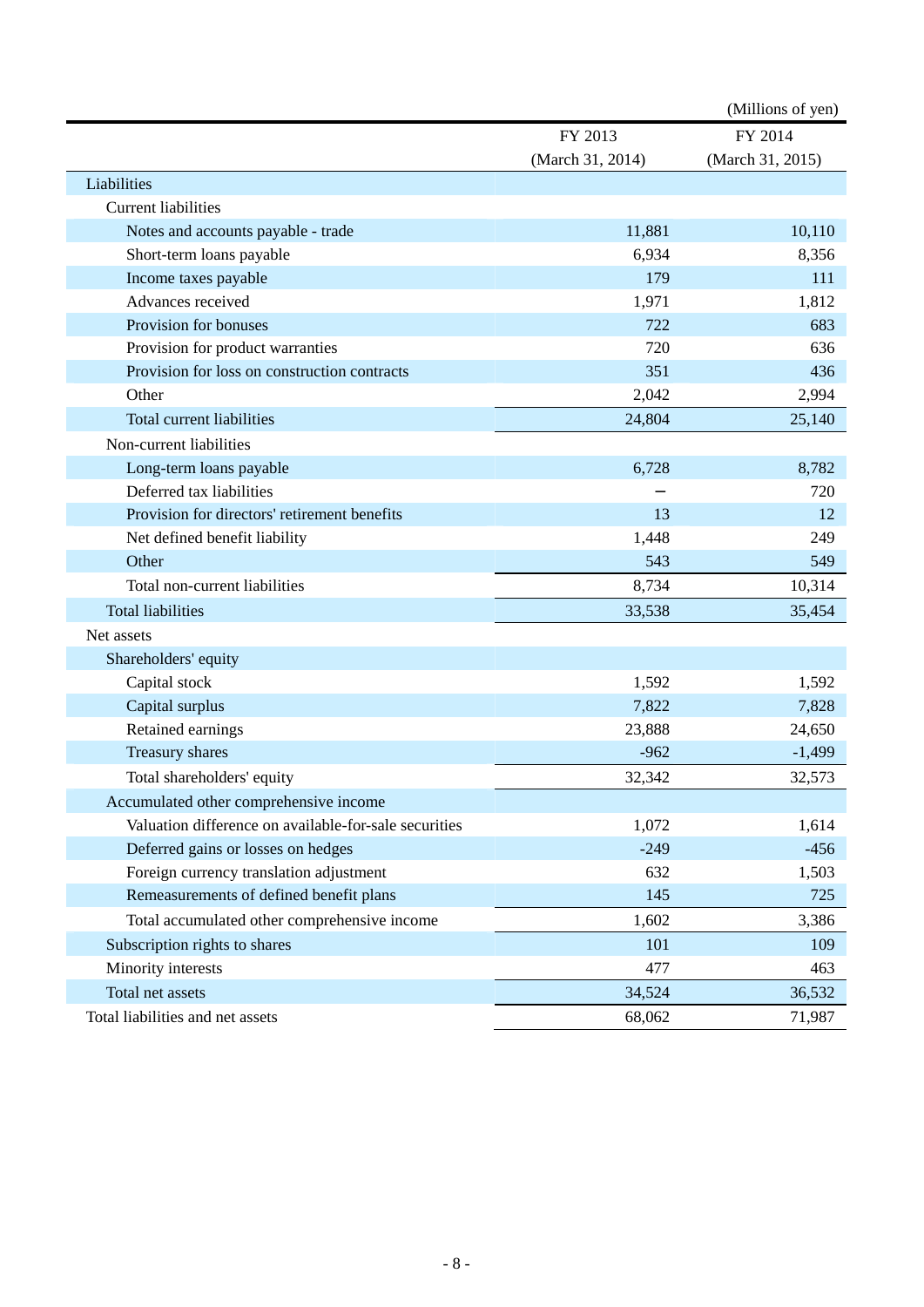(Millions of yen)

| | FY 2013 (March 31, 2014) | FY 2014 (March 31, 2015) |
|---|---|---|
| Liabilities | | |
| Current liabilities | | |
| Notes and accounts payable - trade | 11,881 | 10,110 |
| Short-term loans payable | 6,934 | 8,356 |
| Income taxes payable | 179 | 111 |
| Advances received | 1,971 | 1,812 |
| Provision for bonuses | 722 | 683 |
| Provision for product warranties | 720 | 636 |
| Provision for loss on construction contracts | 351 | 436 |
| Other | 2,042 | 2,994 |
| Total current liabilities | 24,804 | 25,140 |
| Non-current liabilities | | |
| Long-term loans payable | 6,728 | 8,782 |
| Deferred tax liabilities | – | 720 |
| Provision for directors' retirement benefits | 13 | 12 |
| Net defined benefit liability | 1,448 | 249 |
| Other | 543 | 549 |
| Total non-current liabilities | 8,734 | 10,314 |
| Total liabilities | 33,538 | 35,454 |
| Net assets | | |
| Shareholders' equity | | |
| Capital stock | 1,592 | 1,592 |
| Capital surplus | 7,822 | 7,828 |
| Retained earnings | 23,888 | 24,650 |
| Treasury shares | -962 | -1,499 |
| Total shareholders' equity | 32,342 | 32,573 |
| Accumulated other comprehensive income | | |
| Valuation difference on available-for-sale securities | 1,072 | 1,614 |
| Deferred gains or losses on hedges | -249 | -456 |
| Foreign currency translation adjustment | 632 | 1,503 |
| Remeasurements of defined benefit plans | 145 | 725 |
| Total accumulated other comprehensive income | 1,602 | 3,386 |
| Subscription rights to shares | 101 | 109 |
| Minority interests | 477 | 463 |
| Total net assets | 34,524 | 36,532 |
| Total liabilities and net assets | 68,062 | 71,987 |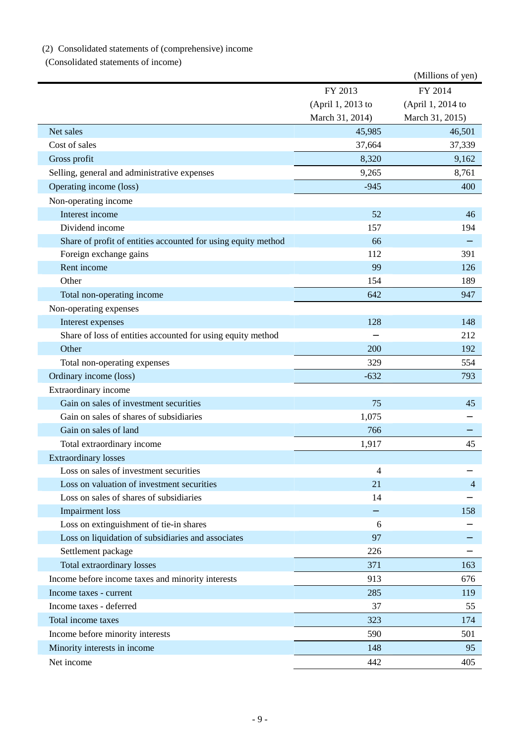(2) Consolidated statements of (comprehensive) income

(Consolidated statements of income)

(Millions of yen)

| | FY 2013 (April 1, 2013 to March 31, 2014) | FY 2014 (April 1, 2014 to March 31, 2015) |
|---|---|---|
| Net sales | 45,985 | 46,501 |
| Cost of sales | 37,664 | 37,339 |
| Gross profit | 8,320 | 9,162 |
| Selling, general and administrative expenses | 9,265 | 8,761 |
| Operating income (loss) | -945 | 400 |
| Non-operating income | | |
| Interest income | 52 | 46 |
| Dividend income | 157 | 194 |
| Share of profit of entities accounted for using equity method | 66 | － |
| Foreign exchange gains | 112 | 391 |
| Rent income | 99 | 126 |
| Other | 154 | 189 |
| Total non-operating income | 642 | 947 |
| Non-operating expenses | | |
| Interest expenses | 128 | 148 |
| Share of loss of entities accounted for using equity method | － | 212 |
| Other | 200 | 192 |
| Total non-operating expenses | 329 | 554 |
| Ordinary income (loss) | -632 | 793 |
| Extraordinary income | | |
| Gain on sales of investment securities | 75 | 45 |
| Gain on sales of shares of subsidiaries | 1,075 | － |
| Gain on sales of land | 766 | － |
| Total extraordinary income | 1,917 | 45 |
| Extraordinary losses | | |
| Loss on sales of investment securities | 4 | － |
| Loss on valuation of investment securities | 21 | 4 |
| Loss on sales of shares of subsidiaries | 14 | － |
| Impairment loss | － | 158 |
| Loss on extinguishment of tie-in shares | 6 | － |
| Loss on liquidation of subsidiaries and associates | 97 | － |
| Settlement package | 226 | － |
| Total extraordinary losses | 371 | 163 |
| Income before income taxes and minority interests | 913 | 676 |
| Income taxes - current | 285 | 119 |
| Income taxes - deferred | 37 | 55 |
| Total income taxes | 323 | 174 |
| Income before minority interests | 590 | 501 |
| Minority interests in income | 148 | 95 |
| Net income | 442 | 405 |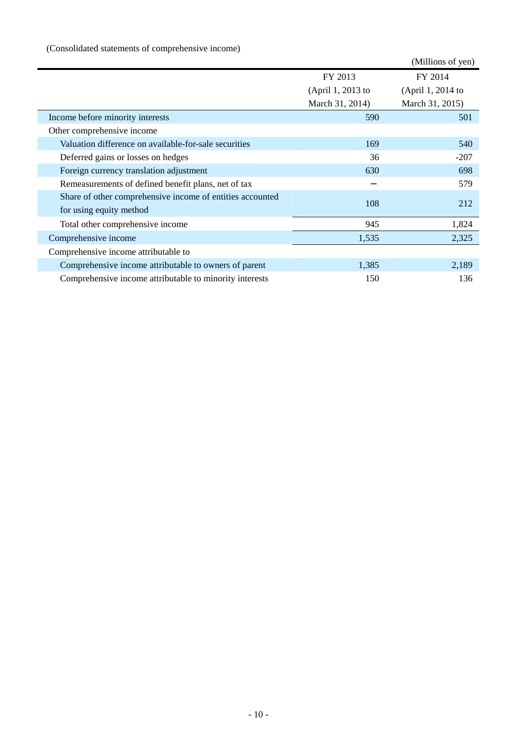(Consolidated statements of comprehensive income)

(Millions of yen)

| | FY 2013 (April 1, 2013 to March 31, 2014) | FY 2014 (April 1, 2014 to March 31, 2015) |
|---|---|---|
| Income before minority interests | 590 | 501 |
| Other comprehensive income | | |
| Valuation difference on available-for-sale securities | 169 | 540 |
| Deferred gains or losses on hedges | 36 | -207 |
| Foreign currency translation adjustment | 630 | 698 |
| Remeasurements of defined benefit plans, net of tax | − | 579 |
| Share of other comprehensive income of entities accounted for using equity method | 108 | 212 |
| Total other comprehensive income | 945 | 1,824 |
| Comprehensive income | 1,535 | 2,325 |
| Comprehensive income attributable to | | |
| Comprehensive income attributable to owners of parent | 1,385 | 2,189 |
| Comprehensive income attributable to minority interests | 150 | 136 |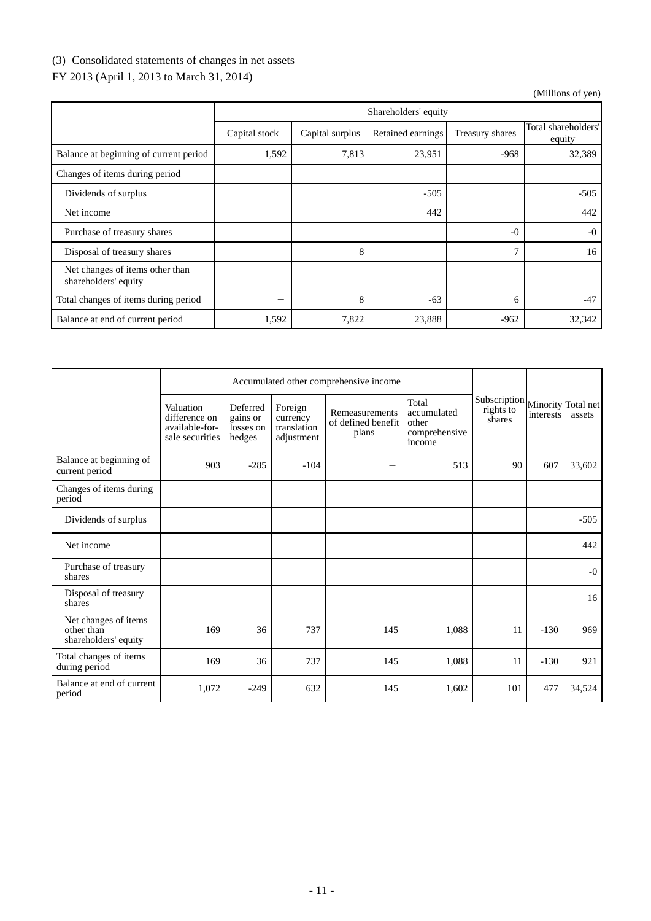(3) Consolidated statements of changes in net assets

FY 2013 (April 1, 2013 to March 31, 2014)

(Millions of yen)

| | Shareholders' equity | | | | |
|---|---|---|---|---|---|
| | Capital stock | Capital surplus | Retained earnings | Treasury shares | Total shareholders' equity |
| Balance at beginning of current period | 1,592 | 7,813 | 23,951 | -968 | 32,389 |
| Changes of items during period | | | | | |
| Dividends of surplus | | | -505 | | -505 |
| Net income | | | 442 | | 442 |
| Purchase of treasury shares | | | | -0 | -0 |
| Disposal of treasury shares | | 8 | | 7 | 16 |
| Net changes of items other than shareholders' equity | | | | | |
| Total changes of items during period | − | 8 | -63 | 6 | -47 |
| Balance at end of current period | 1,592 | 7,822 | 23,888 | -962 | 32,342 |

| | Accumulated other comprehensive income | | | | | Subscription rights to shares | Minority interests | Total net assets |
|---|---|---|---|---|---|---|---|---|
| | Valuation difference on available-for-sale securities | Deferred gains or losses on hedges | Foreign currency translation adjustment | Remeasurements of defined benefit plans | Total accumulated other comprehensive income | | | |
| Balance at beginning of current period | 903 | -285 | -104 | − | 513 | 90 | 607 | 33,602 |
| Changes of items during period | | | | | | | | |
| Dividends of surplus | | | | | | | | -505 |
| Net income | | | | | | | | 442 |
| Purchase of treasury shares | | | | | | | | -0 |
| Disposal of treasury shares | | | | | | | | 16 |
| Net changes of items other than shareholders' equity | 169 | 36 | 737 | 145 | 1,088 | 11 | -130 | 969 |
| Total changes of items during period | 169 | 36 | 737 | 145 | 1,088 | 11 | -130 | 921 |
| Balance at end of current period | 1,072 | -249 | 632 | 145 | 1,602 | 101 | 477 | 34,524 |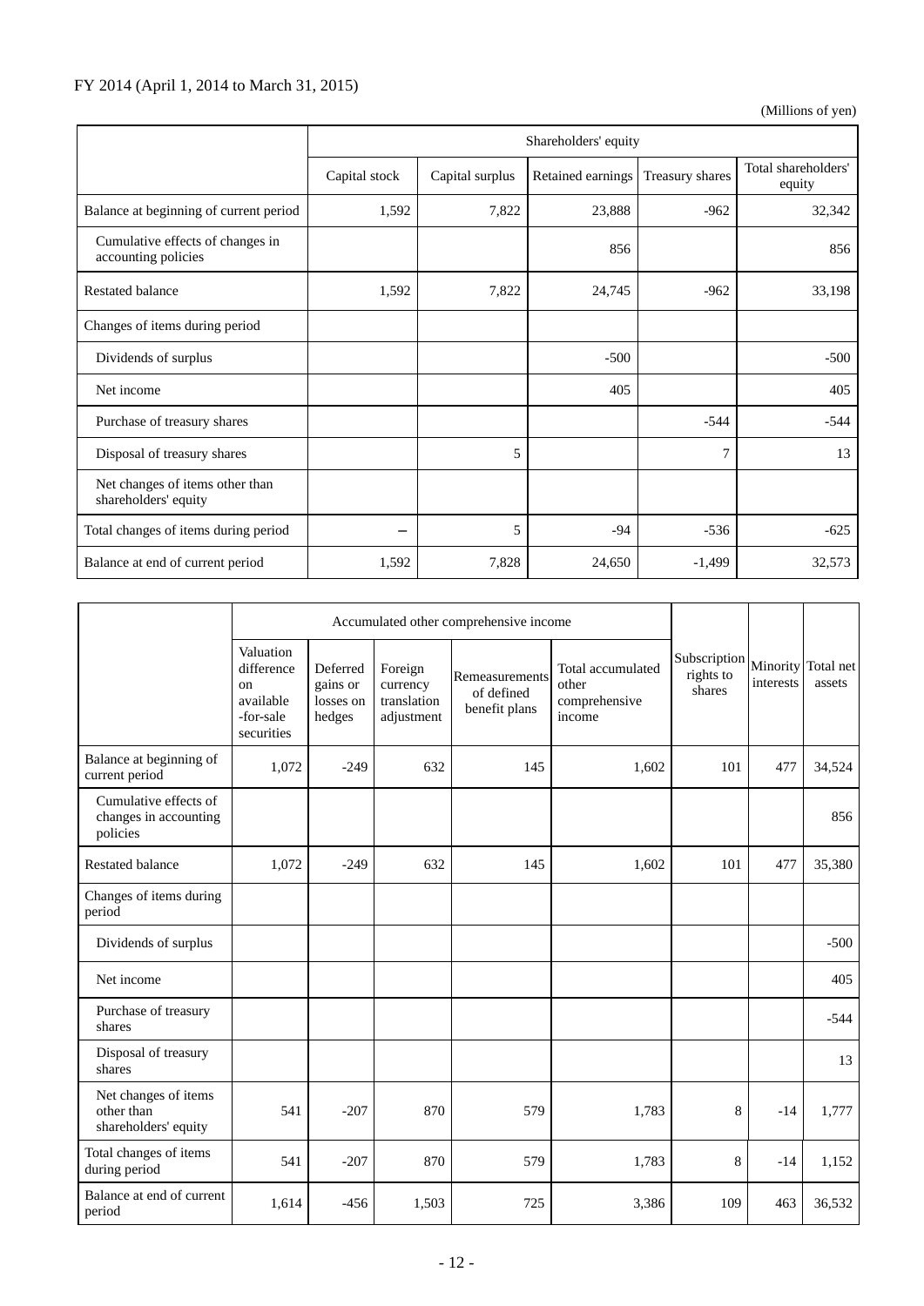FY 2014 (April 1, 2014 to March 31, 2015)

(Millions of yen)

| | Shareholders' equity | | | | |
|---|---|---|---|---|---|
| | Capital stock | Capital surplus | Retained earnings | Treasury shares | Total shareholders' equity |
| Balance at beginning of current period | 1,592 | 7,822 | 23,888 | -962 | 32,342 |
| Cumulative effects of changes in accounting policies | | | 856 | | 856 |
| Restated balance | 1,592 | 7,822 | 24,745 | -962 | 33,198 |
| Changes of items during period | | | | | |
| Dividends of surplus | | | -500 | | -500 |
| Net income | | | 405 | | 405 |
| Purchase of treasury shares | | | | -544 | -544 |
| Disposal of treasury shares | | 5 | | 7 | 13 |
| Net changes of items other than shareholders' equity | | | | | |
| Total changes of items during period | – | 5 | -94 | -536 | -625 |
| Balance at end of current period | 1,592 | 7,828 | 24,650 | -1,499 | 32,573 |

| | Accumulated other comprehensive income | | | | | Subscription rights to shares | Minority interests | Total net assets |
|---|---|---|---|---|---|---|---|---|
| | Valuation difference on available -for-sale securities | Deferred gains or losses on hedges | Foreign currency translation adjustment | Remeasurements of defined benefit plans | Total accumulated other comprehensive income | | | |
| Balance at beginning of current period | 1,072 | -249 | 632 | 145 | 1,602 | 101 | 477 | 34,524 |
| Cumulative effects of changes in accounting policies | | | | | | | | 856 |
| Restated balance | 1,072 | -249 | 632 | 145 | 1,602 | 101 | 477 | 35,380 |
| Changes of items during period | | | | | | | | |
| Dividends of surplus | | | | | | | | -500 |
| Net income | | | | | | | | 405 |
| Purchase of treasury shares | | | | | | | | -544 |
| Disposal of treasury shares | | | | | | | | 13 |
| Net changes of items other than shareholders' equity | 541 | -207 | 870 | 579 | 1,783 | 8 | -14 | 1,777 |
| Total changes of items during period | 541 | -207 | 870 | 579 | 1,783 | 8 | -14 | 1,152 |
| Balance at end of current period | 1,614 | -456 | 1,503 | 725 | 3,386 | 109 | 463 | 36,532 |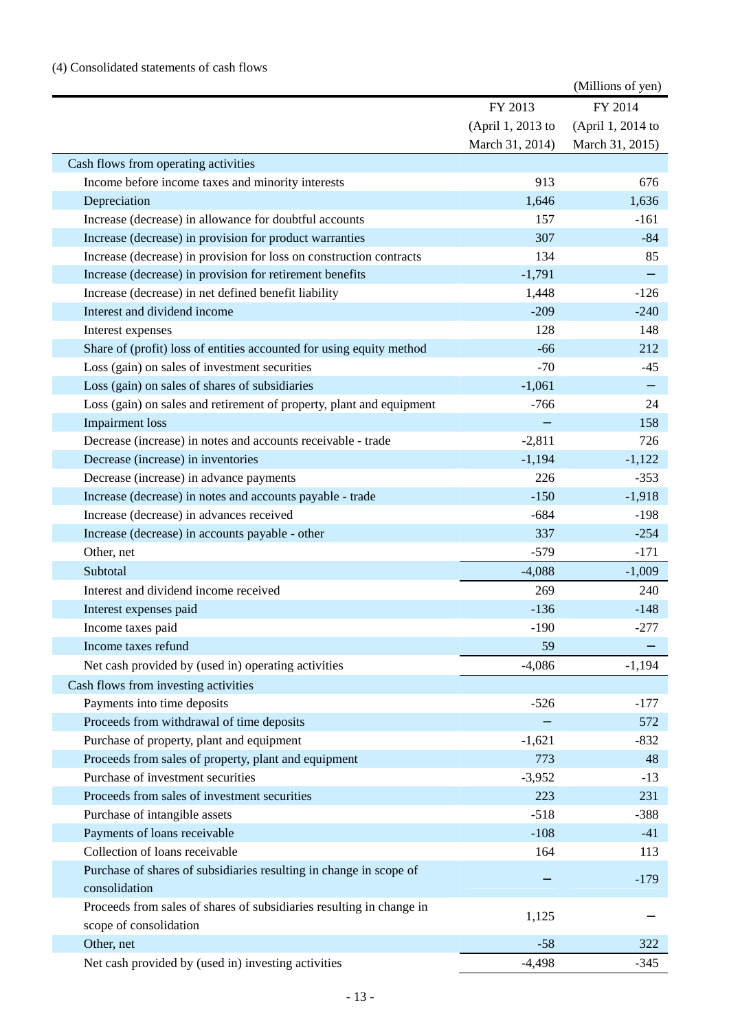(4) Consolidated statements of cash flows

(Millions of yen)

| | FY 2013 (April 1, 2013 to March 31, 2014) | FY 2014 (April 1, 2014 to March 31, 2015) |
|---|---|---|
| Cash flows from operating activities | | |
| Income before income taxes and minority interests | 913 | 676 |
| Depreciation | 1,646 | 1,636 |
| Increase (decrease) in allowance for doubtful accounts | 157 | -161 |
| Increase (decrease) in provision for product warranties | 307 | -84 |
| Increase (decrease) in provision for loss on construction contracts | 134 | 85 |
| Increase (decrease) in provision for retirement benefits | -1,791 | − |
| Increase (decrease) in net defined benefit liability | 1,448 | -126 |
| Interest and dividend income | -209 | -240 |
| Interest expenses | 128 | 148 |
| Share of (profit) loss of entities accounted for using equity method | -66 | 212 |
| Loss (gain) on sales of investment securities | -70 | -45 |
| Loss (gain) on sales of shares of subsidiaries | -1,061 | − |
| Loss (gain) on sales and retirement of property, plant and equipment | -766 | 24 |
| Impairment loss | − | 158 |
| Decrease (increase) in notes and accounts receivable - trade | -2,811 | 726 |
| Decrease (increase) in inventories | -1,194 | -1,122 |
| Decrease (increase) in advance payments | 226 | -353 |
| Increase (decrease) in notes and accounts payable - trade | -150 | -1,918 |
| Increase (decrease) in advances received | -684 | -198 |
| Increase (decrease) in accounts payable - other | 337 | -254 |
| Other, net | -579 | -171 |
| Subtotal | -4,088 | -1,009 |
| Interest and dividend income received | 269 | 240 |
| Interest expenses paid | -136 | -148 |
| Income taxes paid | -190 | -277 |
| Income taxes refund | 59 | − |
| Net cash provided by (used in) operating activities | -4,086 | -1,194 |
| Cash flows from investing activities | | |
| Payments into time deposits | -526 | -177 |
| Proceeds from withdrawal of time deposits | − | 572 |
| Purchase of property, plant and equipment | -1,621 | -832 |
| Proceeds from sales of property, plant and equipment | 773 | 48 |
| Purchase of investment securities | -3,952 | -13 |
| Proceeds from sales of investment securities | 223 | 231 |
| Purchase of intangible assets | -518 | -388 |
| Payments of loans receivable | -108 | -41 |
| Collection of loans receivable | 164 | 113 |
| Purchase of shares of subsidiaries resulting in change in scope of consolidation | − | -179 |
| Proceeds from sales of shares of subsidiaries resulting in change in scope of consolidation | 1,125 | − |
| Other, net | -58 | 322 |
| Net cash provided by (used in) investing activities | -4,498 | -345 |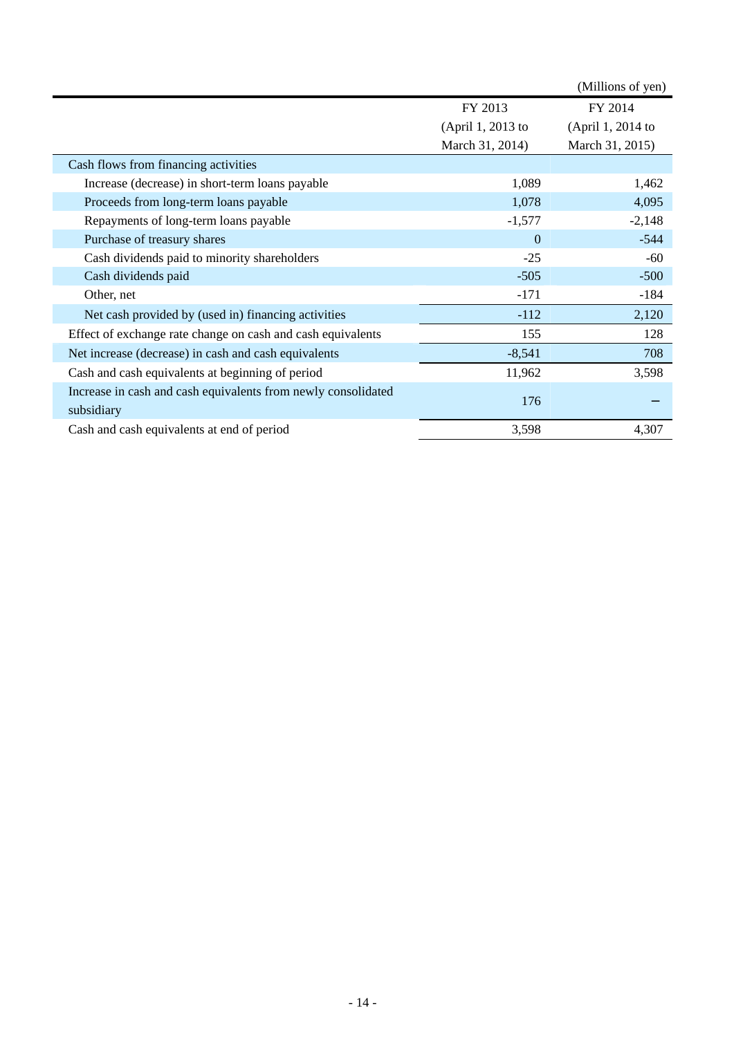(Millions of yen)

| | FY 2013 (April 1, 2013 to March 31, 2014) | FY 2014 (April 1, 2014 to March 31, 2015) |
|---|---|---|
| Cash flows from financing activities | | |
| Increase (decrease) in short-term loans payable | 1,089 | 1,462 |
| Proceeds from long-term loans payable | 1,078 | 4,095 |
| Repayments of long-term loans payable | -1,577 | -2,148 |
| Purchase of treasury shares | 0 | -544 |
| Cash dividends paid to minority shareholders | -25 | -60 |
| Cash dividends paid | -505 | -500 |
| Other, net | -171 | -184 |
| Net cash provided by (used in) financing activities | -112 | 2,120 |
| Effect of exchange rate change on cash and cash equivalents | 155 | 128 |
| Net increase (decrease) in cash and cash equivalents | -8,541 | 708 |
| Cash and cash equivalents at beginning of period | 11,962 | 3,598 |
| Increase in cash and cash equivalents from newly consolidated subsidiary | 176 | － |
| Cash and cash equivalents at end of period | 3,598 | 4,307 |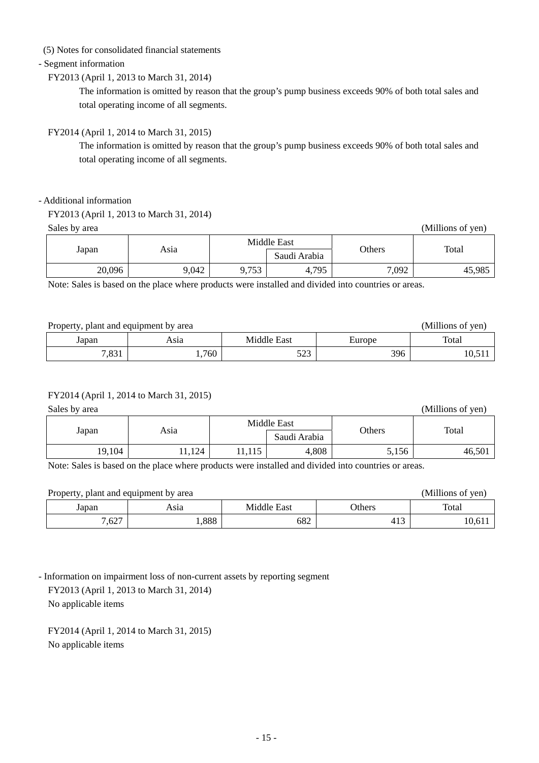(5) Notes for consolidated financial statements

- Segment information

FY2013 (April 1, 2013 to March 31, 2014)

The information is omitted by reason that the group's pump business exceeds 90% of both total sales and total operating income of all segments.

FY2014 (April 1, 2014 to March 31, 2015)

The information is omitted by reason that the group's pump business exceeds 90% of both total sales and total operating income of all segments.

- Additional information

FY2013 (April 1, 2013 to March 31, 2014)

Sales by area (Millions of yen)

| Japan | Asia | Middle East | | Others | Total |
|---|---|---|---|---|---|
| | | | Saudi Arabia | | |
| 20,096 | 9,042 | 9,753 | 4,795 | 7,092 | 45,985 |

Note: Sales is based on the place where products were installed and divided into countries or areas.

Property, plant and equipment by area (Millions of yen)

| Japan | Asia | Middle East | Europe | Total |
|---|---|---|---|---|
| 7,831 | 1,760 | 523 | 396 | 10,511 |

FY2014 (April 1, 2014 to March 31, 2015)

Sales by area (Millions of yen)

| Japan | Asia | Middle East | | Others | Total |
|---|---|---|---|---|---|
| | | | Saudi Arabia | | |
| 19,104 | 11,124 | 11,115 | 4,808 | 5,156 | 46,501 |

Note: Sales is based on the place where products were installed and divided into countries or areas.

Property, plant and equipment by area (Millions of yen)

| Japan | Asia | Middle East | Others | Total |
|---|---|---|---|---|
| 7,627 | 1,888 | 682 | 413 | 10,611 |

- Information on impairment loss of non-current assets by reporting segment

FY2013 (April 1, 2013 to March 31, 2014)

No applicable items

FY2014 (April 1, 2014 to March 31, 2015)

No applicable items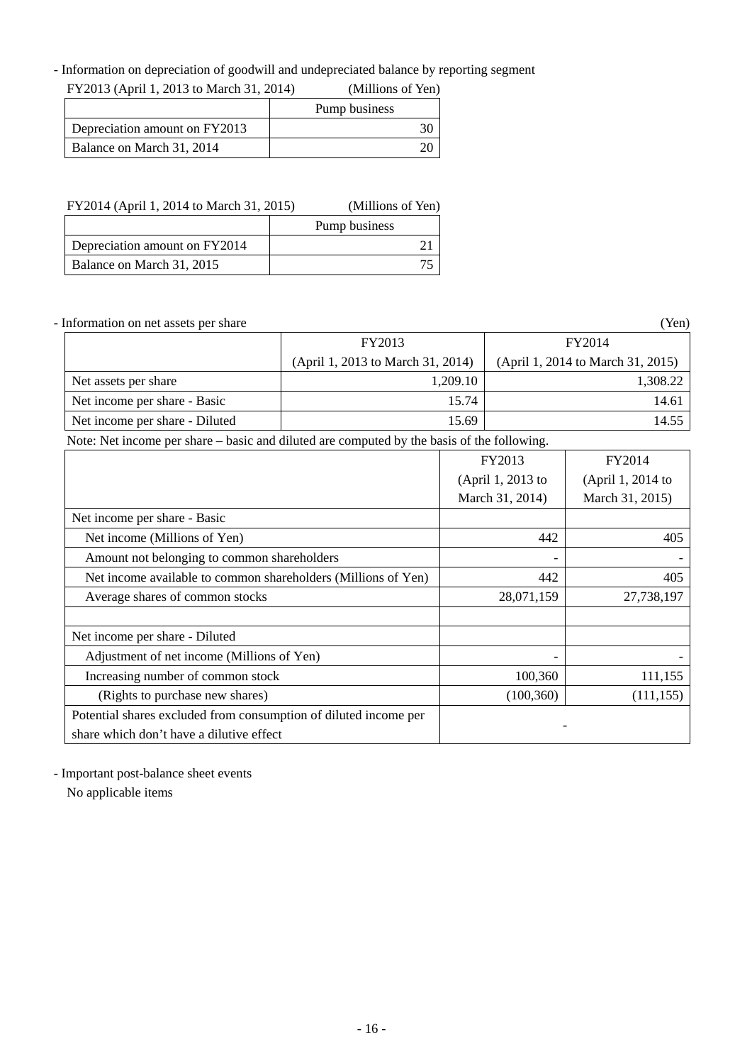- Information on depreciation of goodwill and undepreciated balance by reporting segment

FY2013 (April 1, 2013 to March 31, 2014) (Millions of Yen)

| | Pump business |
|---|---|
| Depreciation amount on FY2013 | 30 |
| Balance on March 31, 2014 | 20 |

FY2014 (April 1, 2014 to March 31, 2015) (Millions of Yen)

| | Pump business |
|---|---|
| Depreciation amount on FY2014 | 21 |
| Balance on March 31, 2015 | 75 |

- Information on net assets per share (Yen)

| | FY2013 (April 1, 2013 to March 31, 2014) | FY2014 (April 1, 2014 to March 31, 2015) |
|---|---|---|
| Net assets per share | 1,209.10 | 1,308.22 |
| Net income per share - Basic | 15.74 | 14.61 |
| Net income per share - Diluted | 15.69 | 14.55 |

Note: Net income per share – basic and diluted are computed by the basis of the following.

| | FY2013 (April 1, 2013 to March 31, 2014) | FY2014 (April 1, 2014 to March 31, 2015) |
|---|---|---|
| Net income per share - Basic | | |
| Net income (Millions of Yen) | 442 | 405 |
| Amount not belonging to common shareholders | - | - |
| Net income available to common shareholders (Millions of Yen) | 442 | 405 |
| Average shares of common stocks | 28,071,159 | 27,738,197 |
| | | |
| Net income per share - Diluted | | |
| Adjustment of net income (Millions of Yen) | - | - |
| Increasing number of common stock | 100,360 | 111,155 |
| (Rights to purchase new shares) | (100,360) | (111,155) |
| Potential shares excluded from consumption of diluted income per share which don't have a dilutive effect | - | |

- Important post-balance sheet events

No applicable items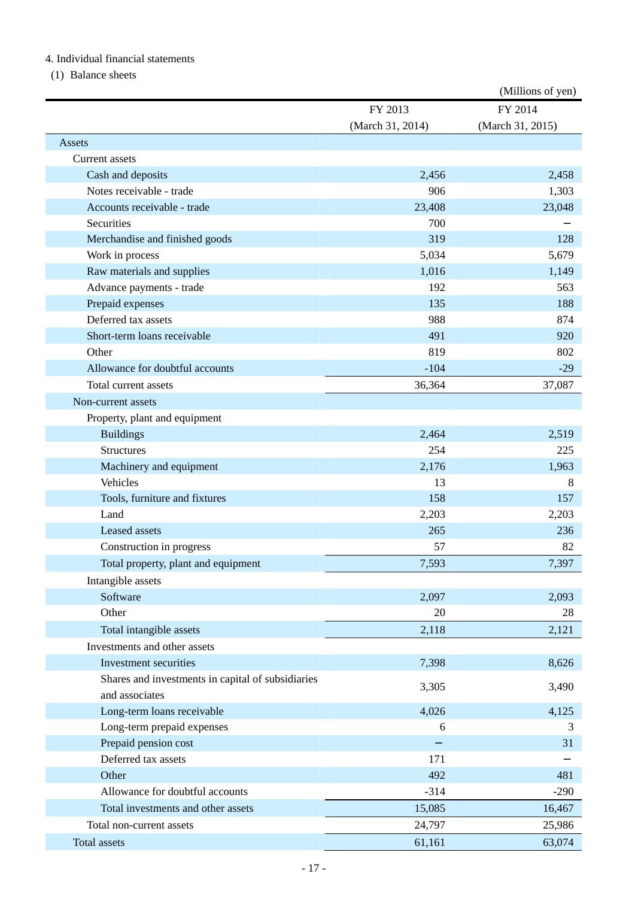4. Individual financial statements

(1) Balance sheets

(Millions of yen)

| | FY 2013 (March 31, 2014) | FY 2014 (March 31, 2015) |
|---|---|---|
| Assets | | |
| Current assets | | |
| Cash and deposits | 2,456 | 2,458 |
| Notes receivable - trade | 906 | 1,303 |
| Accounts receivable - trade | 23,408 | 23,048 |
| Securities | 700 | − |
| Merchandise and finished goods | 319 | 128 |
| Work in process | 5,034 | 5,679 |
| Raw materials and supplies | 1,016 | 1,149 |
| Advance payments - trade | 192 | 563 |
| Prepaid expenses | 135 | 188 |
| Deferred tax assets | 988 | 874 |
| Short-term loans receivable | 491 | 920 |
| Other | 819 | 802 |
| Allowance for doubtful accounts | -104 | -29 |
| Total current assets | 36,364 | 37,087 |
| Non-current assets | | |
| Property, plant and equipment | | |
| Buildings | 2,464 | 2,519 |
| Structures | 254 | 225 |
| Machinery and equipment | 2,176 | 1,963 |
| Vehicles | 13 | 8 |
| Tools, furniture and fixtures | 158 | 157 |
| Land | 2,203 | 2,203 |
| Leased assets | 265 | 236 |
| Construction in progress | 57 | 82 |
| Total property, plant and equipment | 7,593 | 7,397 |
| Intangible assets | | |
| Software | 2,097 | 2,093 |
| Other | 20 | 28 |
| Total intangible assets | 2,118 | 2,121 |
| Investments and other assets | | |
| Investment securities | 7,398 | 8,626 |
| Shares and investments in capital of subsidiaries and associates | 3,305 | 3,490 |
| Long-term loans receivable | 4,026 | 4,125 |
| Long-term prepaid expenses | 6 | 3 |
| Prepaid pension cost | − | 31 |
| Deferred tax assets | 171 | − |
| Other | 492 | 481 |
| Allowance for doubtful accounts | -314 | -290 |
| Total investments and other assets | 15,085 | 16,467 |
| Total non-current assets | 24,797 | 25,986 |
| Total assets | 61,161 | 63,074 |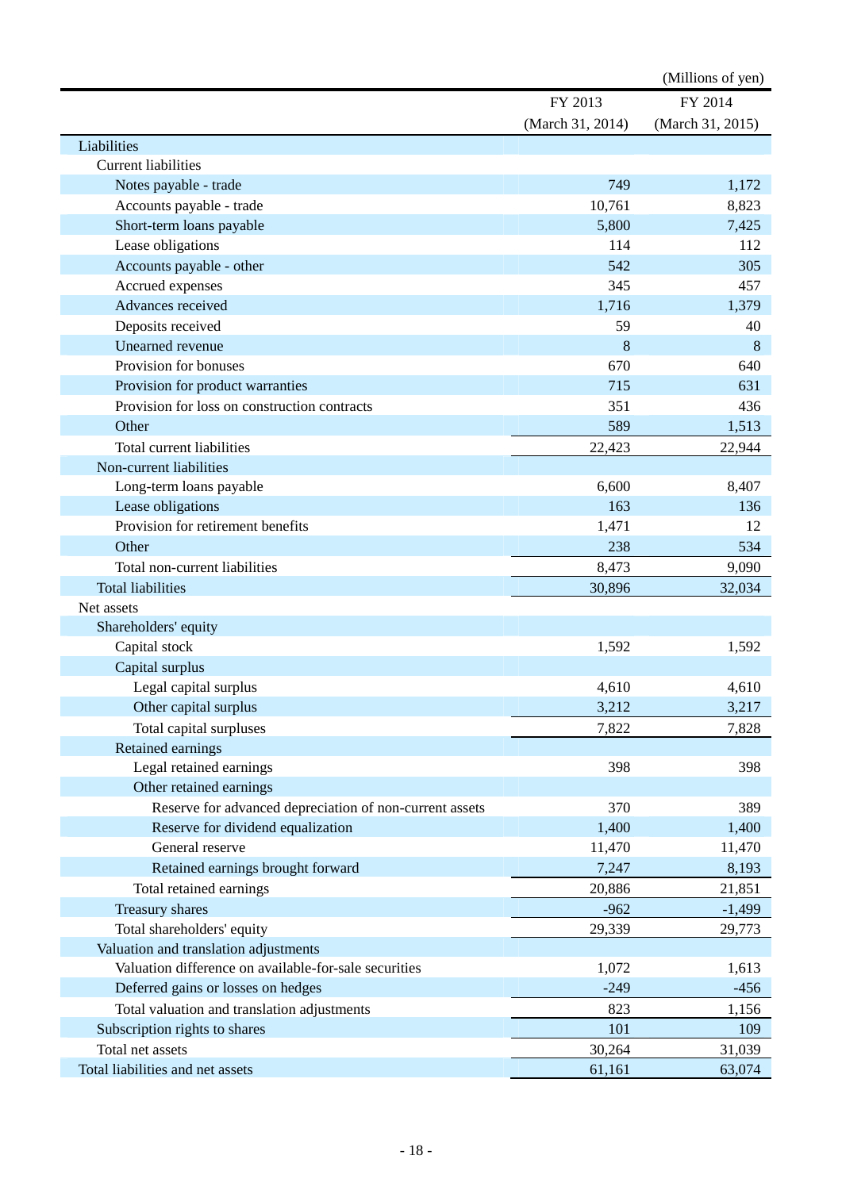(Millions of yen)

| | FY 2013 (March 31, 2014) | FY 2014 (March 31, 2015) |
|---|---|---|
| Liabilities | | |
| Current liabilities | | |
| Notes payable - trade | 749 | 1,172 |
| Accounts payable - trade | 10,761 | 8,823 |
| Short-term loans payable | 5,800 | 7,425 |
| Lease obligations | 114 | 112 |
| Accounts payable - other | 542 | 305 |
| Accrued expenses | 345 | 457 |
| Advances received | 1,716 | 1,379 |
| Deposits received | 59 | 40 |
| Unearned revenue | 8 | 8 |
| Provision for bonuses | 670 | 640 |
| Provision for product warranties | 715 | 631 |
| Provision for loss on construction contracts | 351 | 436 |
| Other | 589 | 1,513 |
| Total current liabilities | 22,423 | 22,944 |
| Non-current liabilities | | |
| Long-term loans payable | 6,600 | 8,407 |
| Lease obligations | 163 | 136 |
| Provision for retirement benefits | 1,471 | 12 |
| Other | 238 | 534 |
| Total non-current liabilities | 8,473 | 9,090 |
| Total liabilities | 30,896 | 32,034 |
| Net assets | | |
| Shareholders' equity | | |
| Capital stock | 1,592 | 1,592 |
| Capital surplus | | |
| Legal capital surplus | 4,610 | 4,610 |
| Other capital surplus | 3,212 | 3,217 |
| Total capital surpluses | 7,822 | 7,828 |
| Retained earnings | | |
| Legal retained earnings | 398 | 398 |
| Other retained earnings | | |
| Reserve for advanced depreciation of non-current assets | 370 | 389 |
| Reserve for dividend equalization | 1,400 | 1,400 |
| General reserve | 11,470 | 11,470 |
| Retained earnings brought forward | 7,247 | 8,193 |
| Total retained earnings | 20,886 | 21,851 |
| Treasury shares | -962 | -1,499 |
| Total shareholders' equity | 29,339 | 29,773 |
| Valuation and translation adjustments | | |
| Valuation difference on available-for-sale securities | 1,072 | 1,613 |
| Deferred gains or losses on hedges | -249 | -456 |
| Total valuation and translation adjustments | 823 | 1,156 |
| Subscription rights to shares | 101 | 109 |
| Total net assets | 30,264 | 31,039 |
| Total liabilities and net assets | 61,161 | 63,074 |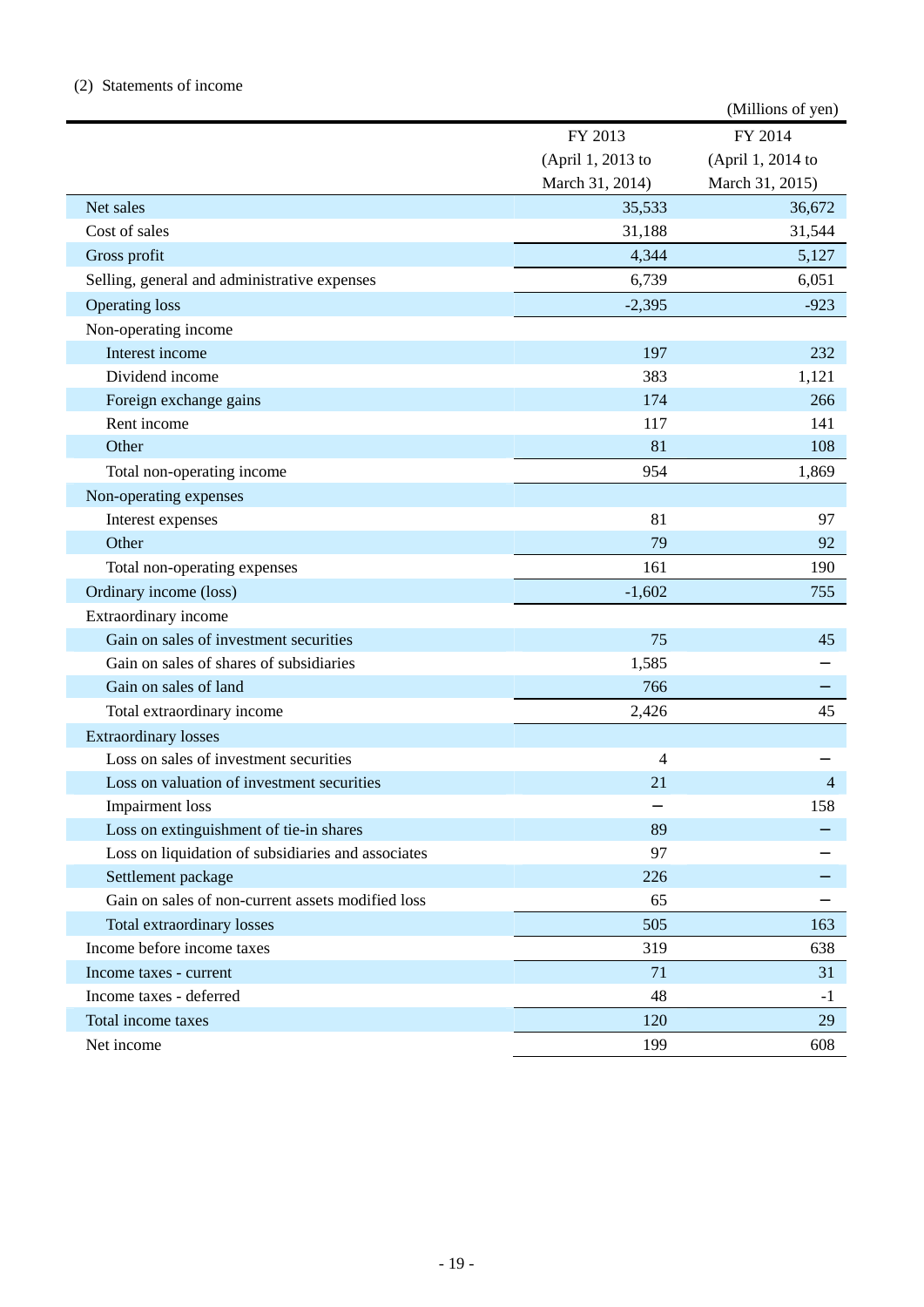(2) Statements of income

(Millions of yen)

| | FY 2013 (April 1, 2013 to March 31, 2014) | FY 2014 (April 1, 2014 to March 31, 2015) |
|---|---|---|
| Net sales | 35,533 | 36,672 |
| Cost of sales | 31,188 | 31,544 |
| Gross profit | 4,344 | 5,127 |
| Selling, general and administrative expenses | 6,739 | 6,051 |
| Operating loss | -2,395 | -923 |
| Non-operating income | | |
| Interest income | 197 | 232 |
| Dividend income | 383 | 1,121 |
| Foreign exchange gains | 174 | 266 |
| Rent income | 117 | 141 |
| Other | 81 | 108 |
| Total non-operating income | 954 | 1,869 |
| Non-operating expenses | | |
| Interest expenses | 81 | 97 |
| Other | 79 | 92 |
| Total non-operating expenses | 161 | 190 |
| Ordinary income (loss) | -1,602 | 755 |
| Extraordinary income | | |
| Gain on sales of investment securities | 75 | 45 |
| Gain on sales of shares of subsidiaries | 1,585 | − |
| Gain on sales of land | 766 | − |
| Total extraordinary income | 2,426 | 45 |
| Extraordinary losses | | |
| Loss on sales of investment securities | 4 | − |
| Loss on valuation of investment securities | 21 | 4 |
| Impairment loss | − | 158 |
| Loss on extinguishment of tie-in shares | 89 | − |
| Loss on liquidation of subsidiaries and associates | 97 | − |
| Settlement package | 226 | − |
| Gain on sales of non-current assets modified loss | 65 | − |
| Total extraordinary losses | 505 | 163 |
| Income before income taxes | 319 | 638 |
| Income taxes - current | 71 | 31 |
| Income taxes - deferred | 48 | -1 |
| Total income taxes | 120 | 29 |
| Net income | 199 | 608 |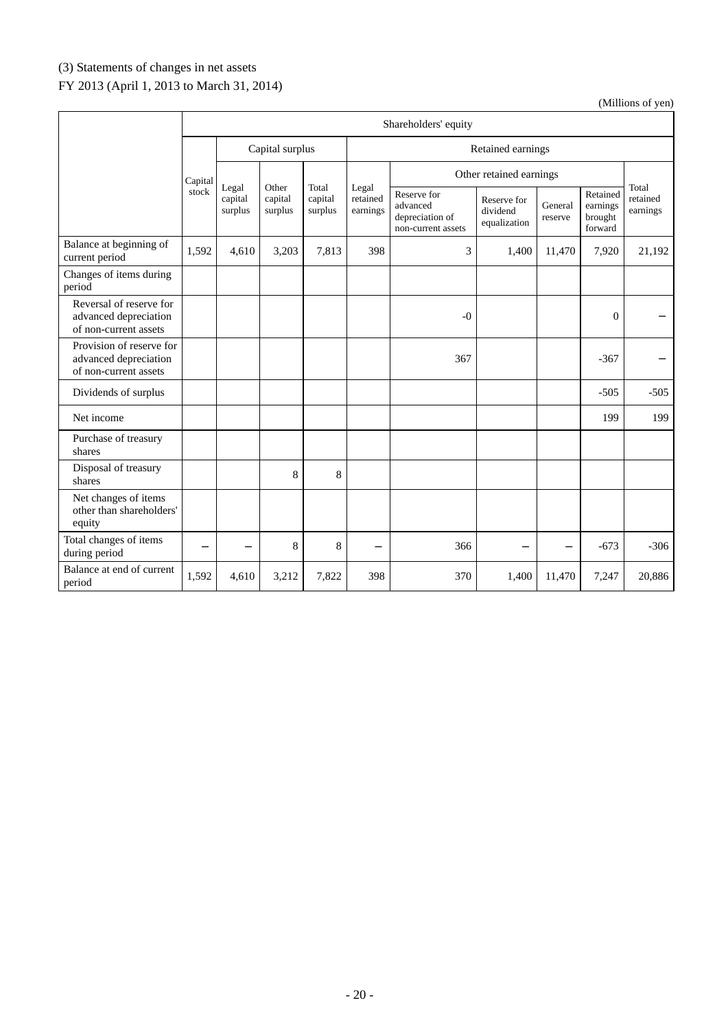(3) Statements of changes in net assets

FY 2013 (April 1, 2013 to March 31, 2014)

(Millions of yen)

| | Shareholders' equity | | | | | | | | | |
|---|---|---|---|---|---|---|---|---|---|---|
| | Capital stock | Capital surplus | | | Retained earnings | | | | | |
| | | Legal capital surplus | Other capital surplus | Total capital surplus | Legal retained earnings | Other retained earnings | | | | Total retained earnings |
| | | | | | | Reserve for advanced depreciation of non-current assets | Reserve for dividend equalization | General reserve | Retained earnings brought forward | |
| Balance at beginning of current period | 1,592 | 4,610 | 3,203 | 7,813 | 398 | 3 | 1,400 | 11,470 | 7,920 | 21,192 |
| Changes of items during period | | | | | | | | | | |
| Reversal of reserve for advanced depreciation of non-current assets | | | | | | -0 | | | 0 | − |
| Provision of reserve for advanced depreciation of non-current assets | | | | | | 367 | | | -367 | − |
| Dividends of surplus | | | | | | | | | -505 | -505 |
| Net income | | | | | | | | | 199 | 199 |
| Purchase of treasury shares | | | | | | | | | | |
| Disposal of treasury shares | | | 8 | 8 | | | | | | |
| Net changes of items other than shareholders' equity | | | | | | | | | | |
| Total changes of items during period | − | − | 8 | 8 | − | 366 | − | − | -673 | -306 |
| Balance at end of current period | 1,592 | 4,610 | 3,212 | 7,822 | 398 | 370 | 1,400 | 11,470 | 7,247 | 20,886 |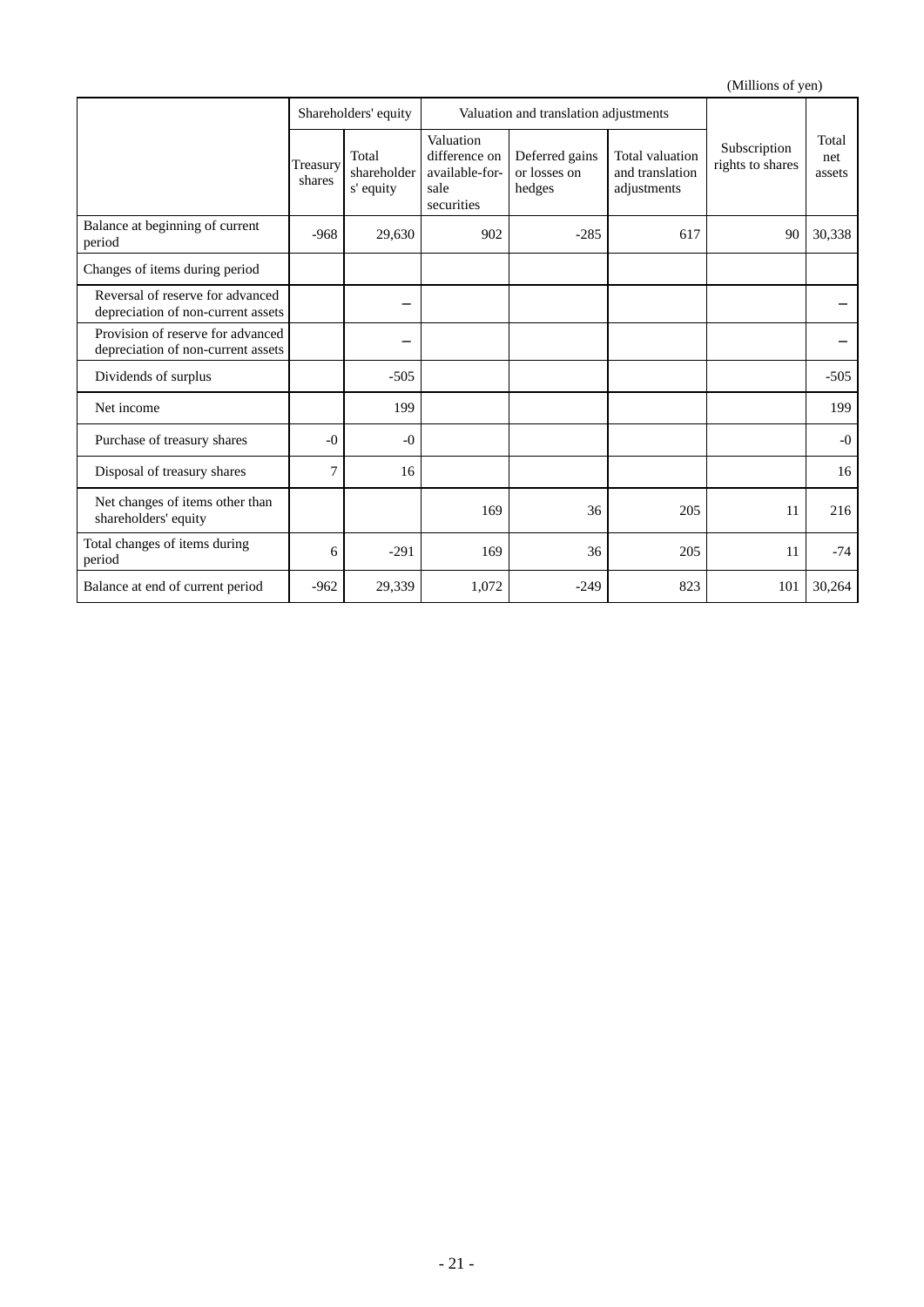(Millions of yen)

| | Shareholders' equity | | Valuation and translation adjustments | | | Subscription rights to shares | Total net assets |
|---|---|---|---|---|---|---|---|
| | Treasury shares | Total shareholders' equity | Valuation difference on available-for-sale securities | Deferred gains or losses on hedges | Total valuation and translation adjustments | | |
| Balance at beginning of current period | -968 | 29,630 | 902 | -285 | 617 | 90 | 30,338 |
| Changes of items during period | | | | | | | |
| Reversal of reserve for advanced depreciation of non-current assets | | － | | | | | － |
| Provision of reserve for advanced depreciation of non-current assets | | － | | | | | － |
| Dividends of surplus | | -505 | | | | | -505 |
| Net income | | 199 | | | | | 199 |
| Purchase of treasury shares | -0 | -0 | | | | | -0 |
| Disposal of treasury shares | 7 | 16 | | | | | 16 |
| Net changes of items other than shareholders' equity | | | 169 | 36 | 205 | 11 | 216 |
| Total changes of items during period | 6 | -291 | 169 | 36 | 205 | 11 | -74 |
| Balance at end of current period | -962 | 29,339 | 1,072 | -249 | 823 | 101 | 30,264 |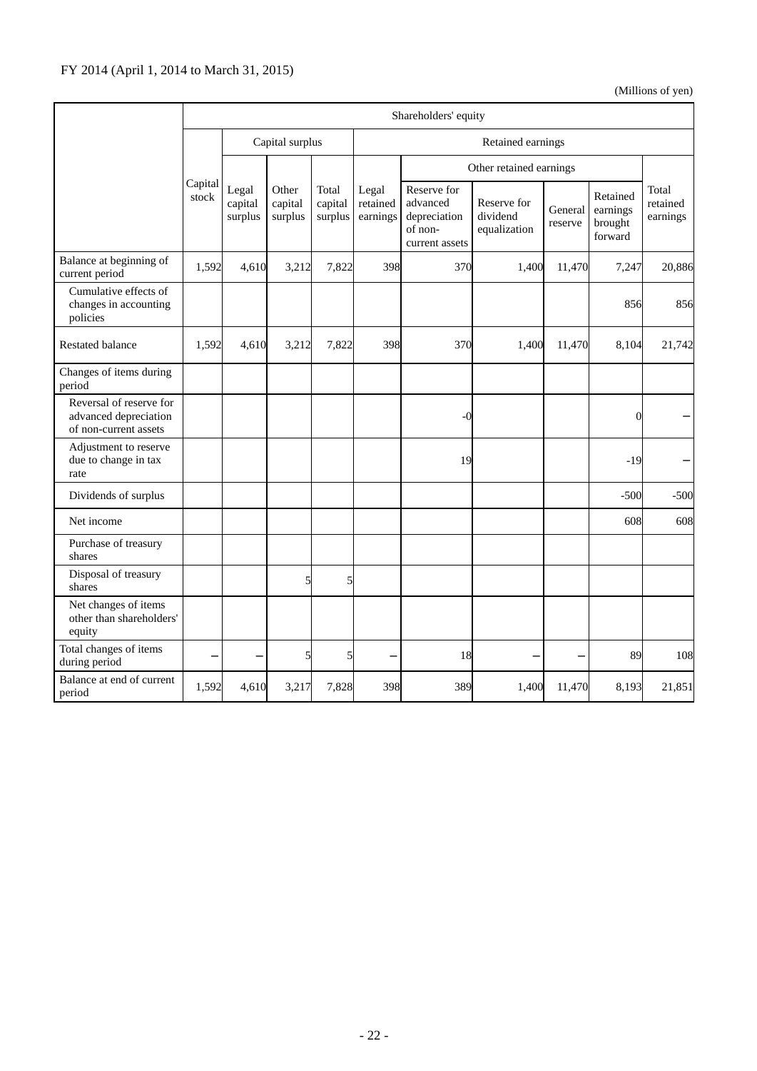FY 2014 (April 1, 2014 to March 31, 2015)

(Millions of yen)

| | Shareholders' equity | | | | | | | | | |
|---|---|---|---|---|---|---|---|---|---|---|
| | Capital stock | Capital surplus | | | Retained earnings | | | | | |
| | | | | | | Other retained earnings | | | | |
| | | Legal capital surplus | Other capital surplus | Total capital surplus | Legal retained earnings | Reserve for advanced depreciation of non-current assets | Reserve for dividend equalization | General reserve | Retained earnings brought forward | Total retained earnings |
| Balance at beginning of current period | 1,592 | 4,610 | 3,212 | 7,822 | 398 | 370 | 1,400 | 11,470 | 7,247 | 20,886 |
| Cumulative effects of changes in accounting policies | | | | | | | | | 856 | 856 |
| Restated balance | 1,592 | 4,610 | 3,212 | 7,822 | 398 | 370 | 1,400 | 11,470 | 8,104 | 21,742 |
| Changes of items during period | | | | | | | | | | |
| Reversal of reserve for advanced depreciation of non-current assets | | | | | | -0 | | | 0 | − |
| Adjustment to reserve due to change in tax rate | | | | | | 19 | | | -19 | − |
| Dividends of surplus | | | | | | | | | -500 | -500 |
| Net income | | | | | | | | | 608 | 608 |
| Purchase of treasury shares | | | | | | | | | | |
| Disposal of treasury shares | | | 5 | 5 | | | | | | |
| Net changes of items other than shareholders' equity | | | | | | | | | | |
| Total changes of items during period | − | − | 5 | 5 | − | 18 | − | − | 89 | 108 |
| Balance at end of current period | 1,592 | 4,610 | 3,217 | 7,828 | 398 | 389 | 1,400 | 11,470 | 8,193 | 21,851 |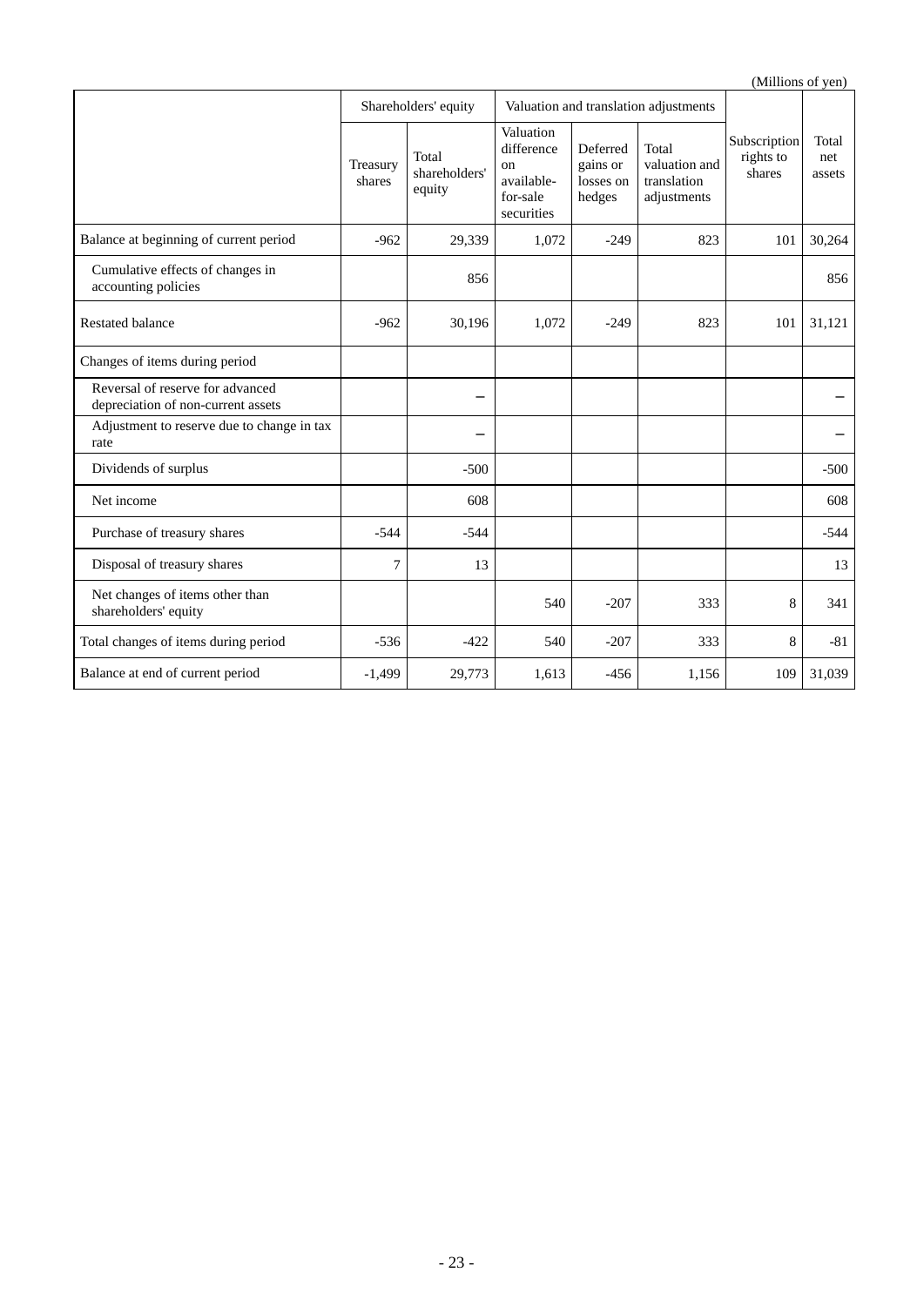(Millions of yen)

| | Shareholders' equity | | Valuation and translation adjustments | | | Subscription rights to shares | Total net assets |
|---|---|---|---|---|---|---|---|
| | Treasury shares | Total shareholders' equity | Valuation difference on available-for-sale securities | Deferred gains or losses on hedges | Total valuation and translation adjustments | | |
| Balance at beginning of current period | -962 | 29,339 | 1,072 | -249 | 823 | 101 | 30,264 |
| Cumulative effects of changes in accounting policies | | 856 | | | | | 856 |
| Restated balance | -962 | 30,196 | 1,072 | -249 | 823 | 101 | 31,121 |
| Changes of items during period | | | | | | | |
| Reversal of reserve for advanced depreciation of non-current assets | | – | | | | | – |
| Adjustment to reserve due to change in tax rate | | – | | | | | – |
| Dividends of surplus | | -500 | | | | | -500 |
| Net income | | 608 | | | | | 608 |
| Purchase of treasury shares | -544 | -544 | | | | | -544 |
| Disposal of treasury shares | 7 | 13 | | | | | 13 |
| Net changes of items other than shareholders' equity | | | 540 | -207 | 333 | 8 | 341 |
| Total changes of items during period | -536 | -422 | 540 | -207 | 333 | 8 | -81 |
| Balance at end of current period | -1,499 | 29,773 | 1,613 | -456 | 1,156 | 109 | 31,039 |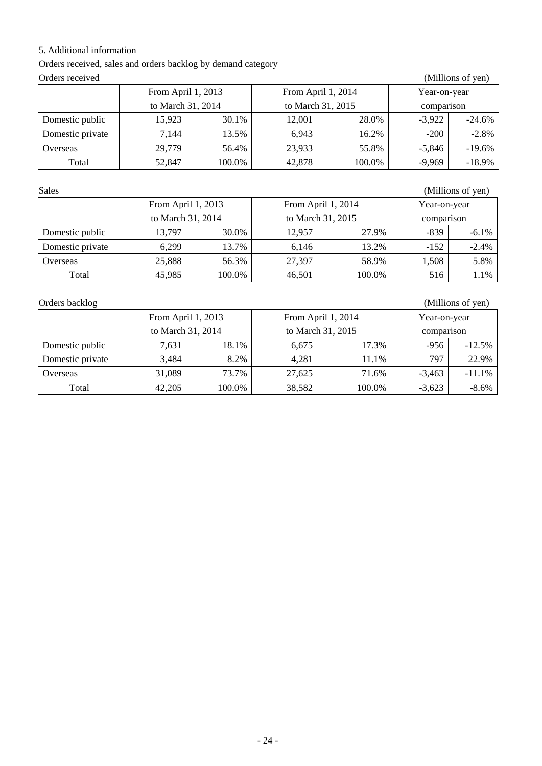5. Additional information

Orders received, sales and orders backlog by demand category

Orders received (Millions of yen)

| | From April 1, 2013 to March 31, 2014 | | From April 1, 2014 to March 31, 2015 | | Year-on-year comparison | |
|---|---|---|---|---|---|---|
| Domestic public | 15,923 | 30.1% | 12,001 | 28.0% | -3,922 | -24.6% |
| Domestic private | 7,144 | 13.5% | 6,943 | 16.2% | -200 | -2.8% |
| Overseas | 29,779 | 56.4% | 23,933 | 55.8% | -5,846 | -19.6% |
| Total | 52,847 | 100.0% | 42,878 | 100.0% | -9,969 | -18.9% |

Sales (Millions of yen)

| | From April 1, 2013 to March 31, 2014 | | From April 1, 2014 to March 31, 2015 | | Year-on-year comparison | |
|---|---|---|---|---|---|---|
| Domestic public | 13,797 | 30.0% | 12,957 | 27.9% | -839 | -6.1% |
| Domestic private | 6,299 | 13.7% | 6,146 | 13.2% | -152 | -2.4% |
| Overseas | 25,888 | 56.3% | 27,397 | 58.9% | 1,508 | 5.8% |
| Total | 45,985 | 100.0% | 46,501 | 100.0% | 516 | 1.1% |

Orders backlog (Millions of yen)

| | From April 1, 2013 to March 31, 2014 | | From April 1, 2014 to March 31, 2015 | | Year-on-year comparison | |
|---|---|---|---|---|---|---|
| Domestic public | 7,631 | 18.1% | 6,675 | 17.3% | -956 | -12.5% |
| Domestic private | 3,484 | 8.2% | 4,281 | 11.1% | 797 | 22.9% |
| Overseas | 31,089 | 73.7% | 27,625 | 71.6% | -3,463 | -11.1% |
| Total | 42,205 | 100.0% | 38,582 | 100.0% | -3,623 | -8.6% |